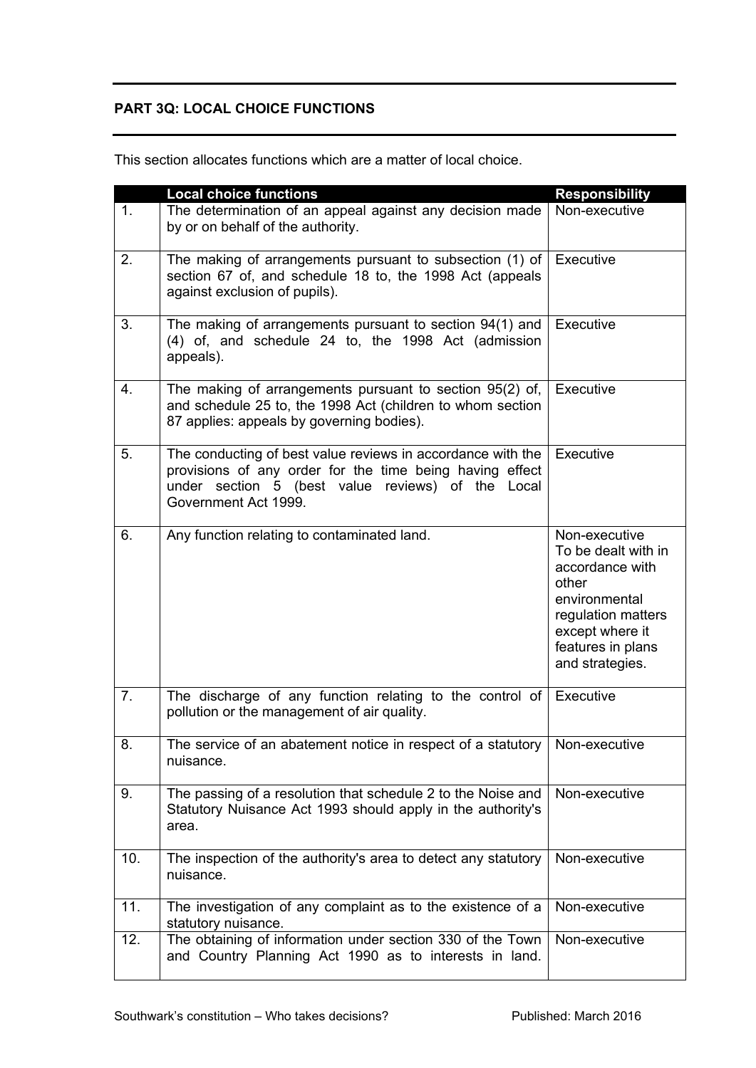## PART 3Q: LOCAL CHOICE FUNCTIONS

This section allocates functions which are a matter of local choice.

| | Local choice functions | Responsibility |
|---|---|---|
| 1. | The determination of an appeal against any decision made by or on behalf of the authority. | Non-executive |
| 2. | The making of arrangements pursuant to subsection (1) of section 67 of, and schedule 18 to, the 1998 Act (appeals against exclusion of pupils). | Executive |
| 3. | The making of arrangements pursuant to section 94(1) and (4) of, and schedule 24 to, the 1998 Act (admission appeals). | Executive |
| 4. | The making of arrangements pursuant to section 95(2) of, and schedule 25 to, the 1998 Act (children to whom section 87 applies: appeals by governing bodies). | Executive |
| 5. | The conducting of best value reviews in accordance with the provisions of any order for the time being having effect under section 5 (best value reviews) of the Local Government Act 1999. | Executive |
| 6. | Any function relating to contaminated land. | Non-executive To be dealt with in accordance with other environmental regulation matters except where it features in plans and strategies. |
| 7. | The discharge of any function relating to the control of pollution or the management of air quality. | Executive |
| 8. | The service of an abatement notice in respect of a statutory nuisance. | Non-executive |
| 9. | The passing of a resolution that schedule 2 to the Noise and Statutory Nuisance Act 1993 should apply in the authority's area. | Non-executive |
| 10. | The inspection of the authority's area to detect any statutory nuisance. | Non-executive |
| 11. | The investigation of any complaint as to the existence of a statutory nuisance. | Non-executive |
| 12. | The obtaining of information under section 330 of the Town and Country Planning Act 1990 as to interests in land. | Non-executive |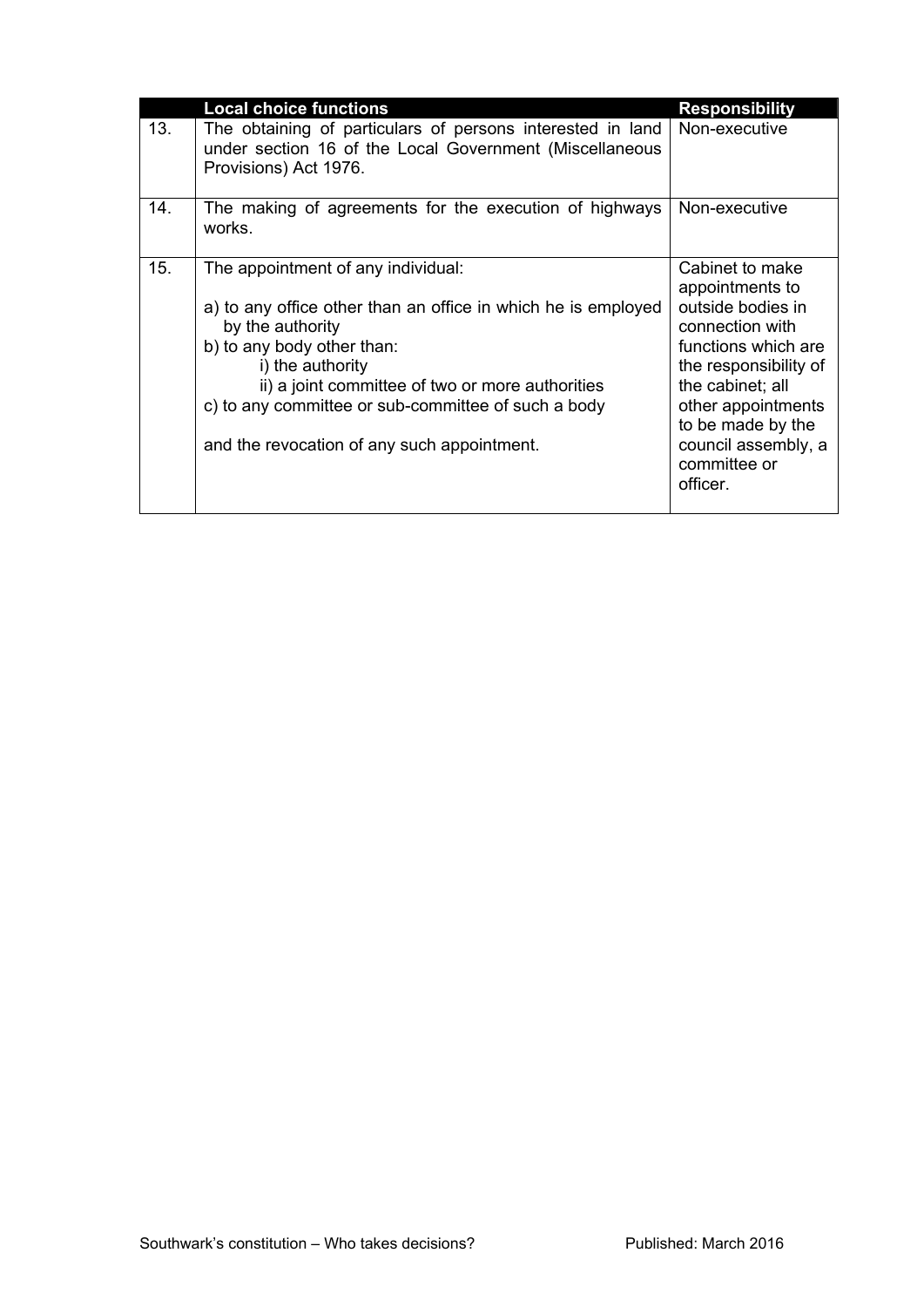| | Local choice functions | Responsibility |
|---|---|---|
| 13. | The obtaining of particulars of persons interested in land under section 16 of the Local Government (Miscellaneous Provisions) Act 1976. | Non-executive |
| 14. | The making of agreements for the execution of highways works. | Non-executive |
| 15. | The appointment of any individual:<br><br>a) to any office other than an office in which he is employed by the authority<br>b) to any body other than:<br>i) the authority<br>ii) a joint committee of two or more authorities<br>c) to any committee or sub-committee of such a body<br><br>and the revocation of any such appointment. | Cabinet to make appointments to outside bodies in connection with functions which are the responsibility of the cabinet; all other appointments to be made by the council assembly, a committee or officer. |